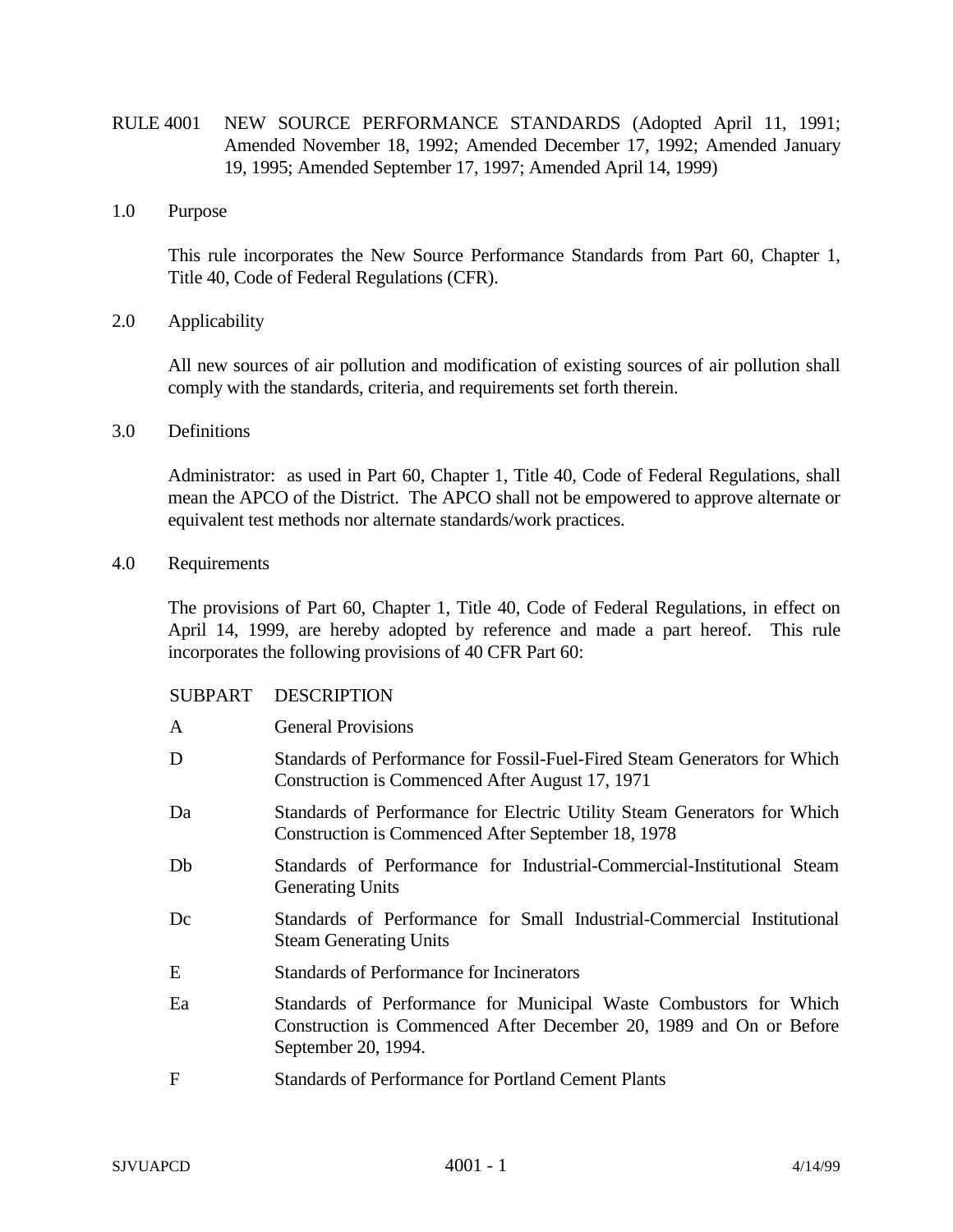# RULE 4001 NEW SOURCE PERFORMANCE STANDARDS (Adopted April 11, 1991; Amended November 18, 1992; Amended December 17, 1992; Amended January 19, 1995; Amended September 17, 1997; Amended April 14, 1999)

## 1.0 Purpose

This rule incorporates the New Source Performance Standards from Part 60, Chapter 1, Title 40, Code of Federal Regulations (CFR).

## 2.0 Applicability

All new sources of air pollution and modification of existing sources of air pollution shall comply with the standards, criteria, and requirements set forth therein.

## 3.0 Definitions

Administrator: as used in Part 60, Chapter 1, Title 40, Code of Federal Regulations, shall mean the APCO of the District. The APCO shall not be empowered to approve alternate or equivalent test methods nor alternate standards/work practices.

## 4.0 Requirements

The provisions of Part 60, Chapter 1, Title 40, Code of Federal Regulations, in effect on April 14, 1999, are hereby adopted by reference and made a part hereof. This rule incorporates the following provisions of 40 CFR Part 60:

| SUBPART | DESCRIPTION |
|---|---|
| A | General Provisions |
| D | Standards of Performance for Fossil-Fuel-Fired Steam Generators for Which Construction is Commenced After August 17, 1971 |
| Da | Standards of Performance for Electric Utility Steam Generators for Which Construction is Commenced After September 18, 1978 |
| Db | Standards of Performance for Industrial-Commercial-Institutional Steam Generating Units |
| Dc | Standards of Performance for Small Industrial-Commercial Institutional Steam Generating Units |
| E | Standards of Performance for Incinerators |
| Ea | Standards of Performance for Municipal Waste Combustors for Which Construction is Commenced After December 20, 1989 and On or Before September 20, 1994. |
| F | Standards of Performance for Portland Cement Plants |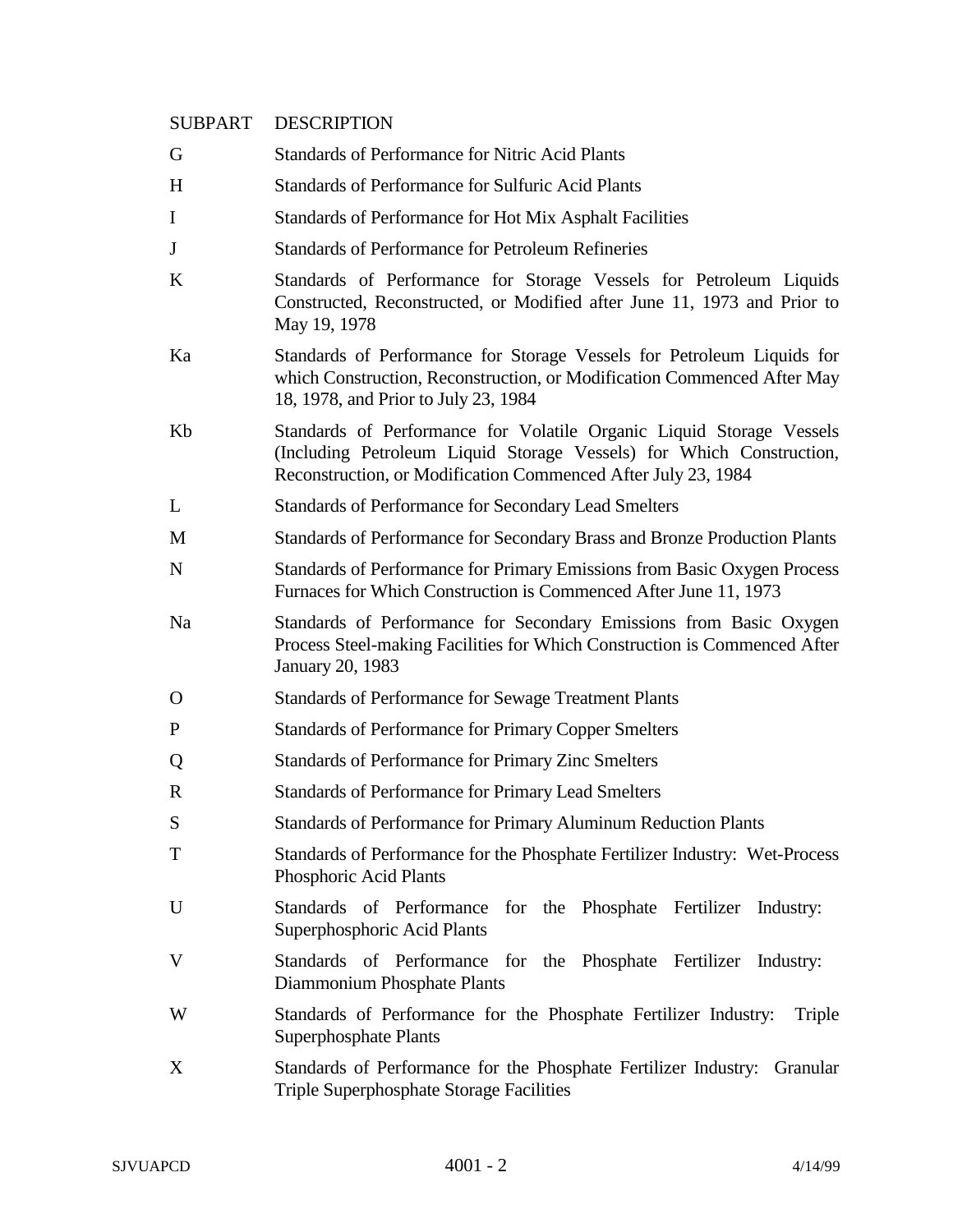| SUBPART | DESCRIPTION |
|---|---|
| G | Standards of Performance for Nitric Acid Plants |
| H | Standards of Performance for Sulfuric Acid Plants |
| I | Standards of Performance for Hot Mix Asphalt Facilities |
| J | Standards of Performance for Petroleum Refineries |
| K | Standards of Performance for Storage Vessels for Petroleum Liquids Constructed, Reconstructed, or Modified after June 11, 1973 and Prior to May 19, 1978 |
| Ka | Standards of Performance for Storage Vessels for Petroleum Liquids for which Construction, Reconstruction, or Modification Commenced After May 18, 1978, and Prior to July 23, 1984 |
| Kb | Standards of Performance for Volatile Organic Liquid Storage Vessels (Including Petroleum Liquid Storage Vessels) for Which Construction, Reconstruction, or Modification Commenced After July 23, 1984 |
| L | Standards of Performance for Secondary Lead Smelters |
| M | Standards of Performance for Secondary Brass and Bronze Production Plants |
| N | Standards of Performance for Primary Emissions from Basic Oxygen Process Furnaces for Which Construction is Commenced After June 11, 1973 |
| Na | Standards of Performance for Secondary Emissions from Basic Oxygen Process Steel-making Facilities for Which Construction is Commenced After January 20, 1983 |
| O | Standards of Performance for Sewage Treatment Plants |
| P | Standards of Performance for Primary Copper Smelters |
| Q | Standards of Performance for Primary Zinc Smelters |
| R | Standards of Performance for Primary Lead Smelters |
| S | Standards of Performance for Primary Aluminum Reduction Plants |
| T | Standards of Performance for the Phosphate Fertilizer Industry: Wet-Process Phosphoric Acid Plants |
| U | Standards of Performance for the Phosphate Fertilizer Industry: Superphosphoric Acid Plants |
| V | Standards of Performance for the Phosphate Fertilizer Industry: Diammonium Phosphate Plants |
| W | Standards of Performance for the Phosphate Fertilizer Industry: Triple Superphosphate Plants |
| X | Standards of Performance for the Phosphate Fertilizer Industry: Granular Triple Superphosphate Storage Facilities |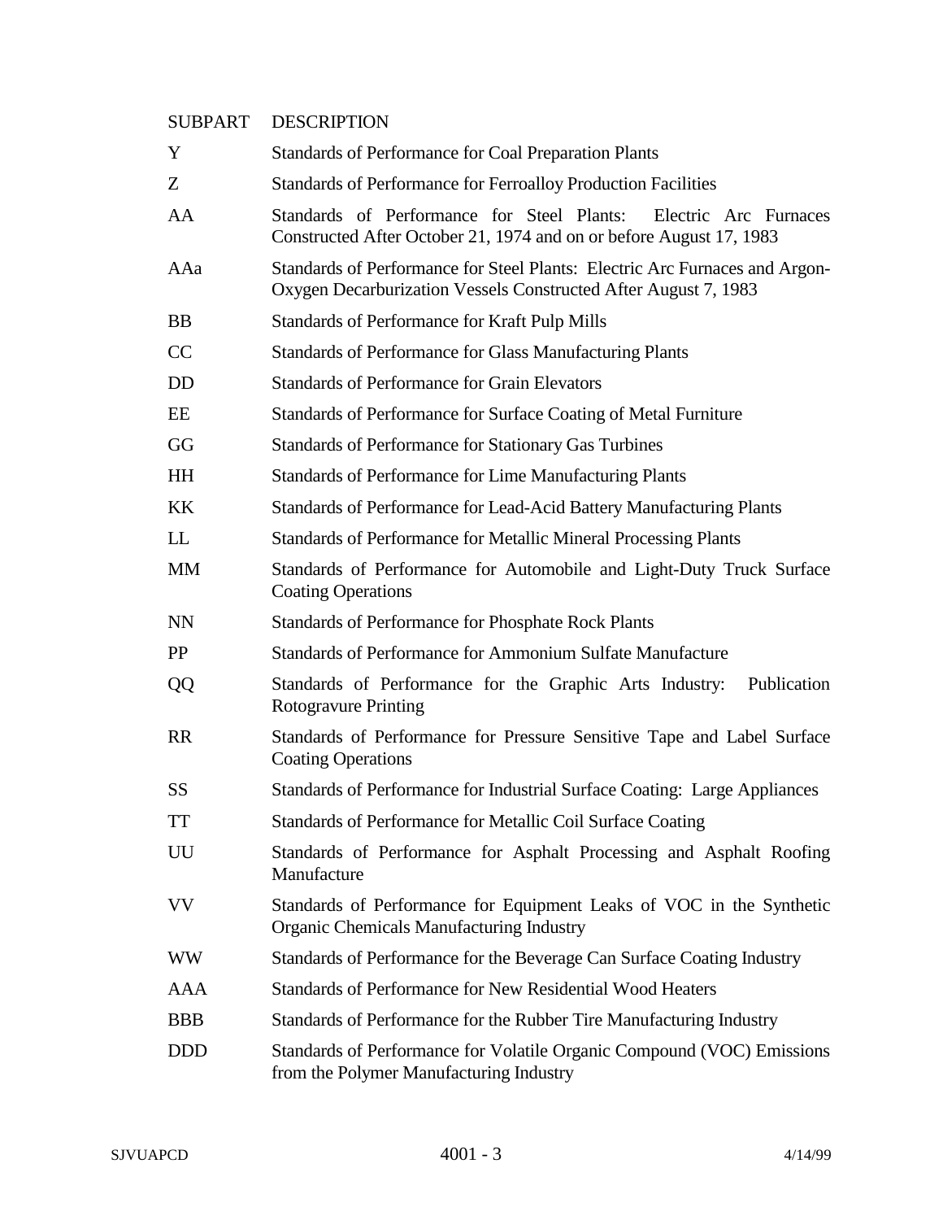| SUBPART | DESCRIPTION |
|---|---|
| Y | Standards of Performance for Coal Preparation Plants |
| Z | Standards of Performance for Ferroalloy Production Facilities |
| AA | Standards of Performance for Steel Plants: Electric Arc Furnaces Constructed After October 21, 1974 and on or before August 17, 1983 |
| AAa | Standards of Performance for Steel Plants: Electric Arc Furnaces and Argon-Oxygen Decarburization Vessels Constructed After August 7, 1983 |
| BB | Standards of Performance for Kraft Pulp Mills |
| CC | Standards of Performance for Glass Manufacturing Plants |
| DD | Standards of Performance for Grain Elevators |
| EE | Standards of Performance for Surface Coating of Metal Furniture |
| GG | Standards of Performance for Stationary Gas Turbines |
| HH | Standards of Performance for Lime Manufacturing Plants |
| KK | Standards of Performance for Lead-Acid Battery Manufacturing Plants |
| LL | Standards of Performance for Metallic Mineral Processing Plants |
| MM | Standards of Performance for Automobile and Light-Duty Truck Surface Coating Operations |
| NN | Standards of Performance for Phosphate Rock Plants |
| PP | Standards of Performance for Ammonium Sulfate Manufacture |
| QQ | Standards of Performance for the Graphic Arts Industry: Publication Rotogravure Printing |
| RR | Standards of Performance for Pressure Sensitive Tape and Label Surface Coating Operations |
| SS | Standards of Performance for Industrial Surface Coating: Large Appliances |
| TT | Standards of Performance for Metallic Coil Surface Coating |
| UU | Standards of Performance for Asphalt Processing and Asphalt Roofing Manufacture |
| VV | Standards of Performance for Equipment Leaks of VOC in the Synthetic Organic Chemicals Manufacturing Industry |
| WW | Standards of Performance for the Beverage Can Surface Coating Industry |
| AAA | Standards of Performance for New Residential Wood Heaters |
| BBB | Standards of Performance for the Rubber Tire Manufacturing Industry |
| DDD | Standards of Performance for Volatile Organic Compound (VOC) Emissions from the Polymer Manufacturing Industry |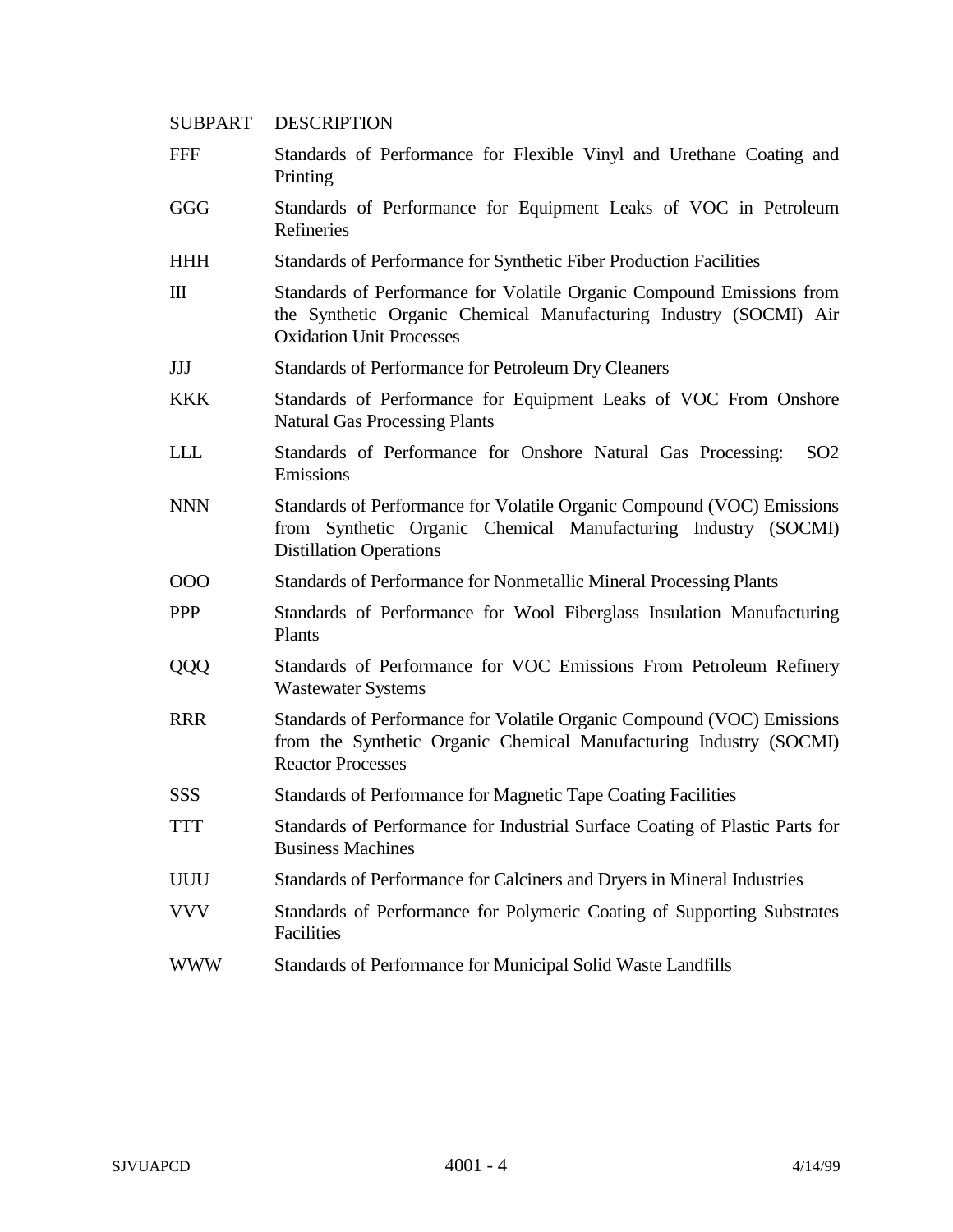| SUBPART | DESCRIPTION |
|---|---|
| FFF | Standards of Performance for Flexible Vinyl and Urethane Coating and Printing |
| GGG | Standards of Performance for Equipment Leaks of VOC in Petroleum Refineries |
| HHH | Standards of Performance for Synthetic Fiber Production Facilities |
| III | Standards of Performance for Volatile Organic Compound Emissions from the Synthetic Organic Chemical Manufacturing Industry (SOCMI) Air Oxidation Unit Processes |
| JJJ | Standards of Performance for Petroleum Dry Cleaners |
| KKK | Standards of Performance for Equipment Leaks of VOC From Onshore Natural Gas Processing Plants |
| LLL | Standards of Performance for Onshore Natural Gas Processing: $SO_2$ Emissions |
| NNN | Standards of Performance for Volatile Organic Compound (VOC) Emissions from Synthetic Organic Chemical Manufacturing Industry (SOCMI) Distillation Operations |
| OOO | Standards of Performance for Nonmetallic Mineral Processing Plants |
| PPP | Standards of Performance for Wool Fiberglass Insulation Manufacturing Plants |
| QQQ | Standards of Performance for VOC Emissions From Petroleum Refinery Wastewater Systems |
| RRR | Standards of Performance for Volatile Organic Compound (VOC) Emissions from the Synthetic Organic Chemical Manufacturing Industry (SOCMI) Reactor Processes |
| SSS | Standards of Performance for Magnetic Tape Coating Facilities |
| TTT | Standards of Performance for Industrial Surface Coating of Plastic Parts for Business Machines |
| UUU | Standards of Performance for Calciners and Dryers in Mineral Industries |
| VVV | Standards of Performance for Polymeric Coating of Supporting Substrates Facilities |
| WWW | Standards of Performance for Municipal Solid Waste Landfills |